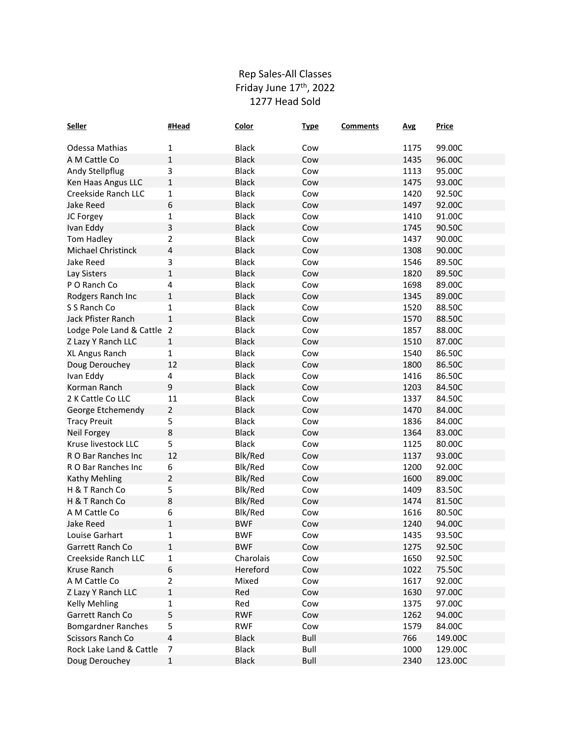Rep Sales-All Classes
Friday June 17th, 2022
1277 Head Sold

| Seller | #Head | Color | Type | Comments | Avg | Price |
|---|---|---|---|---|---|---|
| Odessa Mathias | 1 | Black | Cow | | 1175 | 99.00C |
| A M Cattle Co | 1 | Black | Cow | | 1435 | 96.00C |
| Andy Stellpflug | 3 | Black | Cow | | 1113 | 95.00C |
| Ken Haas Angus LLC | 1 | Black | Cow | | 1475 | 93.00C |
| Creekside Ranch LLC | 1 | Black | Cow | | 1420 | 92.50C |
| Jake Reed | 6 | Black | Cow | | 1497 | 92.00C |
| JC Forgey | 1 | Black | Cow | | 1410 | 91.00C |
| Ivan Eddy | 3 | Black | Cow | | 1745 | 90.50C |
| Tom Hadley | 2 | Black | Cow | | 1437 | 90.00C |
| Michael Christinck | 4 | Black | Cow | | 1308 | 90.00C |
| Jake Reed | 3 | Black | Cow | | 1546 | 89.50C |
| Lay Sisters | 1 | Black | Cow | | 1820 | 89.50C |
| P O Ranch Co | 4 | Black | Cow | | 1698 | 89.00C |
| Rodgers Ranch Inc | 1 | Black | Cow | | 1345 | 89.00C |
| S S Ranch Co | 1 | Black | Cow | | 1520 | 88.50C |
| Jack Pfister Ranch | 1 | Black | Cow | | 1570 | 88.50C |
| Lodge Pole Land & Cattle | 2 | Black | Cow | | 1857 | 88.00C |
| Z Lazy Y Ranch LLC | 1 | Black | Cow | | 1510 | 87.00C |
| XL Angus Ranch | 1 | Black | Cow | | 1540 | 86.50C |
| Doug Derouchey | 12 | Black | Cow | | 1800 | 86.50C |
| Ivan Eddy | 4 | Black | Cow | | 1416 | 86.50C |
| Korman Ranch | 9 | Black | Cow | | 1203 | 84.50C |
| 2 K Cattle Co LLC | 11 | Black | Cow | | 1337 | 84.50C |
| George Etchemendy | 2 | Black | Cow | | 1470 | 84.00C |
| Tracy Preuit | 5 | Black | Cow | | 1836 | 84.00C |
| Neil Forgey | 8 | Black | Cow | | 1364 | 83.00C |
| Kruse livestock LLC | 5 | Black | Cow | | 1125 | 80.00C |
| R O Bar Ranches Inc | 12 | Blk/Red | Cow | | 1137 | 93.00C |
| R O Bar Ranches Inc | 6 | Blk/Red | Cow | | 1200 | 92.00C |
| Kathy Mehling | 2 | Blk/Red | Cow | | 1600 | 89.00C |
| H & T Ranch Co | 5 | Blk/Red | Cow | | 1409 | 83.50C |
| H & T Ranch Co | 8 | Blk/Red | Cow | | 1474 | 81.50C |
| A M Cattle Co | 6 | Blk/Red | Cow | | 1616 | 80.50C |
| Jake Reed | 1 | BWF | Cow | | 1240 | 94.00C |
| Louise Garhart | 1 | BWF | Cow | | 1435 | 93.50C |
| Garrett Ranch Co | 1 | BWF | Cow | | 1275 | 92.50C |
| Creekside Ranch LLC | 1 | Charolais | Cow | | 1650 | 92.50C |
| Kruse Ranch | 6 | Hereford | Cow | | 1022 | 75.50C |
| A M Cattle Co | 2 | Mixed | Cow | | 1617 | 92.00C |
| Z Lazy Y Ranch LLC | 1 | Red | Cow | | 1630 | 97.00C |
| Kelly Mehling | 1 | Red | Cow | | 1375 | 97.00C |
| Garrett Ranch Co | 5 | RWF | Cow | | 1262 | 94.00C |
| Bomgardner Ranches | 5 | RWF | Cow | | 1579 | 84.00C |
| Scissors Ranch Co | 4 | Black | Bull | | 766 | 149.00C |
| Rock Lake Land & Cattle | 7 | Black | Bull | | 1000 | 129.00C |
| Doug Derouchey | 1 | Black | Bull | | 2340 | 123.00C |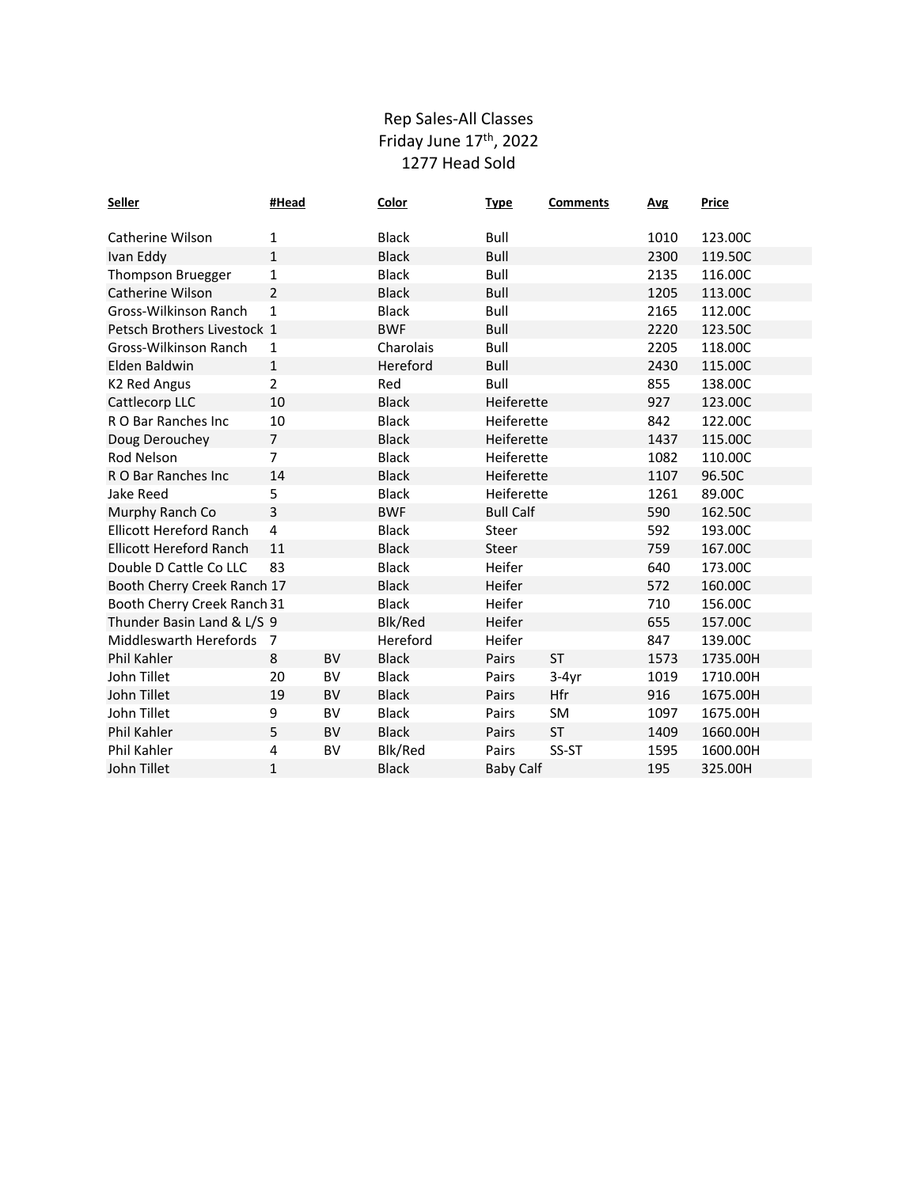Rep Sales-All Classes
Friday June 17th, 2022
1277 Head Sold

| Seller | #Head | | Color | Type | Comments | Avg | Price |
|---|---|---|---|---|---|---|---|
| Catherine Wilson | 1 | | Black | Bull | | 1010 | 123.00C |
| Ivan Eddy | 1 | | Black | Bull | | 2300 | 119.50C |
| Thompson Bruegger | 1 | | Black | Bull | | 2135 | 116.00C |
| Catherine Wilson | 2 | | Black | Bull | | 1205 | 113.00C |
| Gross-Wilkinson Ranch | 1 | | Black | Bull | | 2165 | 112.00C |
| Petsch Brothers Livestock | 1 | | BWF | Bull | | 2220 | 123.50C |
| Gross-Wilkinson Ranch | 1 | | Charolais | Bull | | 2205 | 118.00C |
| Elden Baldwin | 1 | | Hereford | Bull | | 2430 | 115.00C |
| K2 Red Angus | 2 | | Red | Bull | | 855 | 138.00C |
| Cattlecorp LLC | 10 | | Black | Heiferette | | 927 | 123.00C |
| R O Bar Ranches Inc | 10 | | Black | Heiferette | | 842 | 122.00C |
| Doug Derouchey | 7 | | Black | Heiferette | | 1437 | 115.00C |
| Rod Nelson | 7 | | Black | Heiferette | | 1082 | 110.00C |
| R O Bar Ranches Inc | 14 | | Black | Heiferette | | 1107 | 96.50C |
| Jake Reed | 5 | | Black | Heiferette | | 1261 | 89.00C |
| Murphy Ranch Co | 3 | | BWF | Bull Calf | | 590 | 162.50C |
| Ellicott Hereford Ranch | 4 | | Black | Steer | | 592 | 193.00C |
| Ellicott Hereford Ranch | 11 | | Black | Steer | | 759 | 167.00C |
| Double D Cattle Co LLC | 83 | | Black | Heifer | | 640 | 173.00C |
| Booth Cherry Creek Ranch | 17 | | Black | Heifer | | 572 | 160.00C |
| Booth Cherry Creek Ranch | 31 | | Black | Heifer | | 710 | 156.00C |
| Thunder Basin Land & L/S | 9 | | Blk/Red | Heifer | | 655 | 157.00C |
| Middleswarth Herefords | 7 | | Hereford | Heifer | | 847 | 139.00C |
| Phil Kahler | 8 | BV | Black | Pairs | ST | 1573 | 1735.00H |
| John Tillet | 20 | BV | Black | Pairs | 3-4yr | 1019 | 1710.00H |
| John Tillet | 19 | BV | Black | Pairs | Hfr | 916 | 1675.00H |
| John Tillet | 9 | BV | Black | Pairs | SM | 1097 | 1675.00H |
| Phil Kahler | 5 | BV | Black | Pairs | ST | 1409 | 1660.00H |
| Phil Kahler | 4 | BV | Blk/Red | Pairs | SS-ST | 1595 | 1600.00H |
| John Tillet | 1 | | Black | Baby Calf | | 195 | 325.00H |